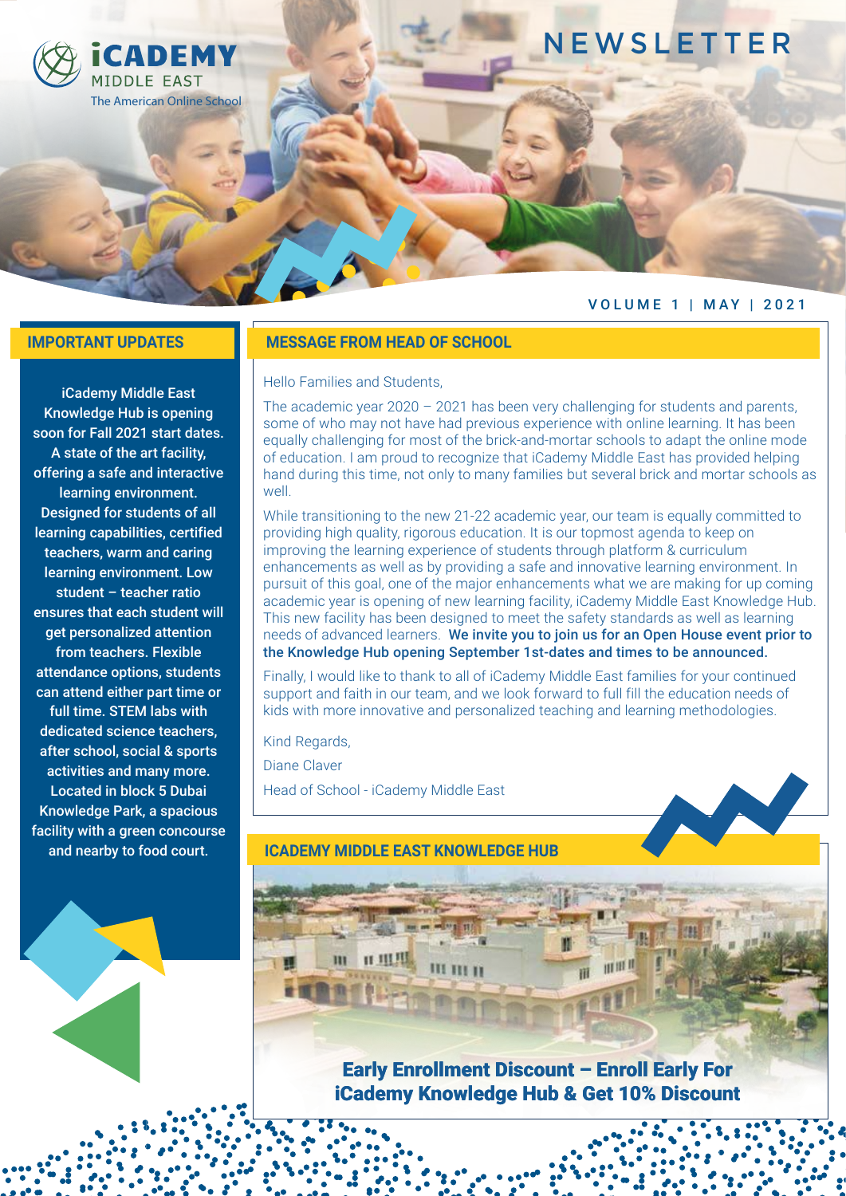# NEWSLETTER

**iCADEMY** MIDDLE EAST
The American Online School

VOLUME 1 | MAY | 2021

## MESSAGE FROM HEAD OF SCHOOL

Hello Families and Students,

The academic year 2020 – 2021 has been very challenging for students and parents, some of who may not have had previous experience with online learning. It has been equally challenging for most of the brick-and-mortar schools to adapt the online mode of education. I am proud to recognize that iCademy Middle East has provided helping hand during this time, not only to many families but several brick and mortar schools as well.

While transitioning to the new 21-22 academic year, our team is equally committed to providing high quality, rigorous education. It is our topmost agenda to keep on improving the learning experience of students through platform & curriculum enhancements as well as by providing a safe and innovative learning environment. In pursuit of this goal, one of the major enhancements what we are making for up coming academic year is opening of new learning facility, iCademy Middle East Knowledge Hub. This new facility has been designed to meet the safety standards as well as learning needs of advanced learners. **We invite you to join us for an Open House event prior to the Knowledge Hub opening September 1st-dates and times to be announced.**

Finally, I would like to thank to all of iCademy Middle East families for your continued support and faith in our team, and we look forward to full fill the education needs of kids with more innovative and personalized teaching and learning methodologies.

Kind Regards,

Diane Claver

Head of School - iCademy Middle East

## IMPORTANT UPDATES

**iCademy Middle East Knowledge Hub is opening soon for Fall 2021 start dates. A state of the art facility, offering a safe and interactive learning environment. Designed for students of all learning capabilities, certified teachers, warm and caring learning environment. Low student – teacher ratio ensures that each student will get personalized attention from teachers. Flexible attendance options, students can attend either part time or full time. STEM labs with dedicated science teachers, after school, social & sports activities and many more. Located in block 5 Dubai Knowledge Park, a spacious facility with a green concourse and nearby to food court.**

## ICADEMY MIDDLE EAST KNOWLEDGE HUB

**Early Enrollment Discount – Enroll Early For iCademy Knowledge Hub & Get 10% Discount**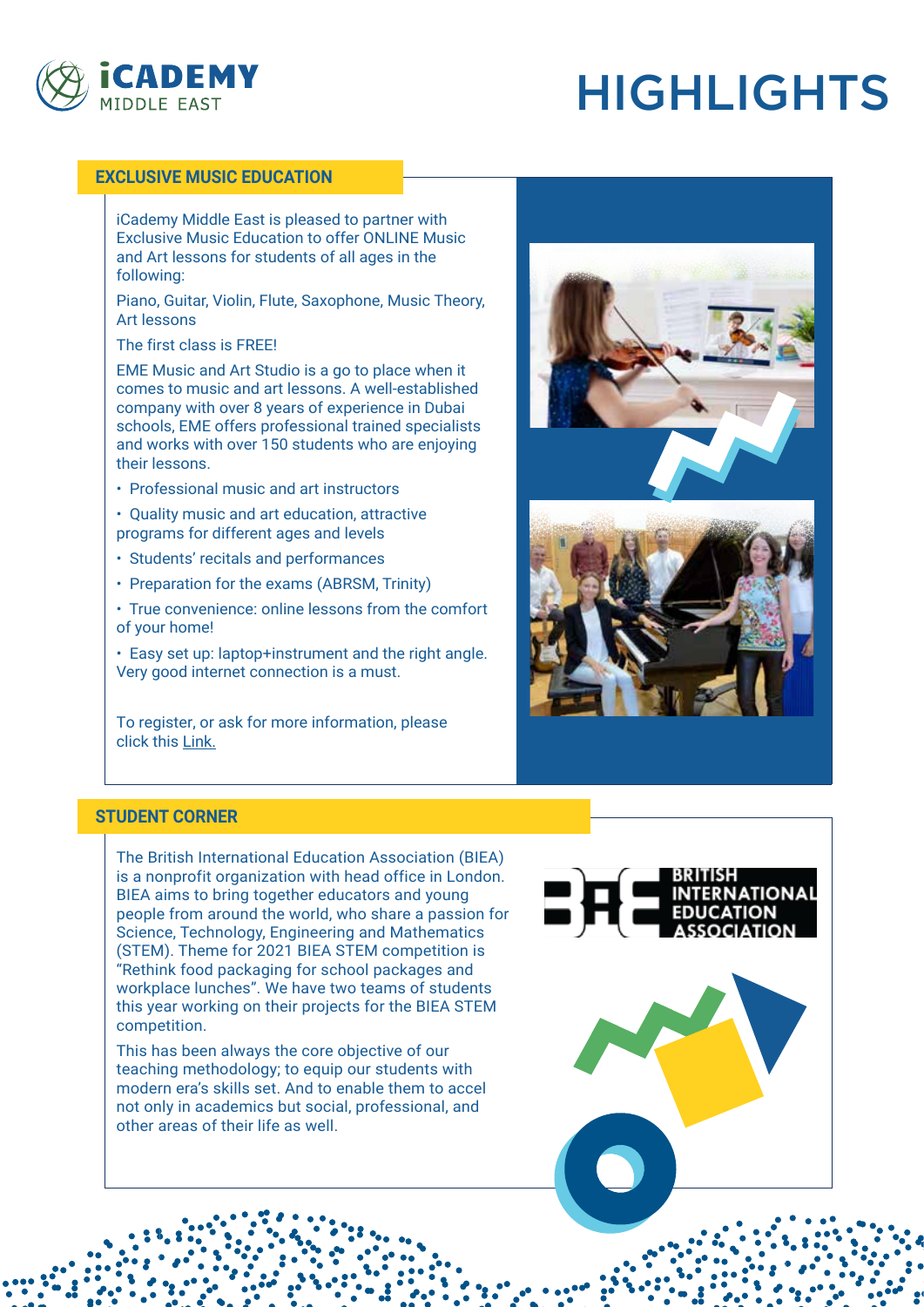# HIGHLIGHTS

## EXCLUSIVE MUSIC EDUCATION

iCademy Middle East is pleased to partner with Exclusive Music Education to offer ONLINE Music and Art lessons for students of all ages in the following:

Piano, Guitar, Violin, Flute, Saxophone, Music Theory, Art lessons

The first class is FREE!

EME Music and Art Studio is a go to place when it comes to music and art lessons. A well-established company with over 8 years of experience in Dubai schools, EME offers professional trained specialists and works with over 150 students who are enjoying their lessons.

- Professional music and art instructors
- Quality music and art education, attractive programs for different ages and levels
- Students' recitals and performances
- Preparation for the exams (ABRSM, Trinity)
- True convenience: online lessons from the comfort of your home!
- Easy set up: laptop+instrument and the right angle. Very good internet connection is a must.

To register, or ask for more information, please click this Link.

## STUDENT CORNER

The British International Education Association (BIEA) is a nonprofit organization with head office in London. BIEA aims to bring together educators and young people from around the world, who share a passion for Science, Technology, Engineering and Mathematics (STEM). Theme for 2021 BIEA STEM competition is "Rethink food packaging for school packages and workplace lunches". We have two teams of students this year working on their projects for the BIEA STEM competition.

This has been always the core objective of our teaching methodology; to equip our students with modern era's skills set. And to enable them to accel not only in academics but social, professional, and other areas of their life as well.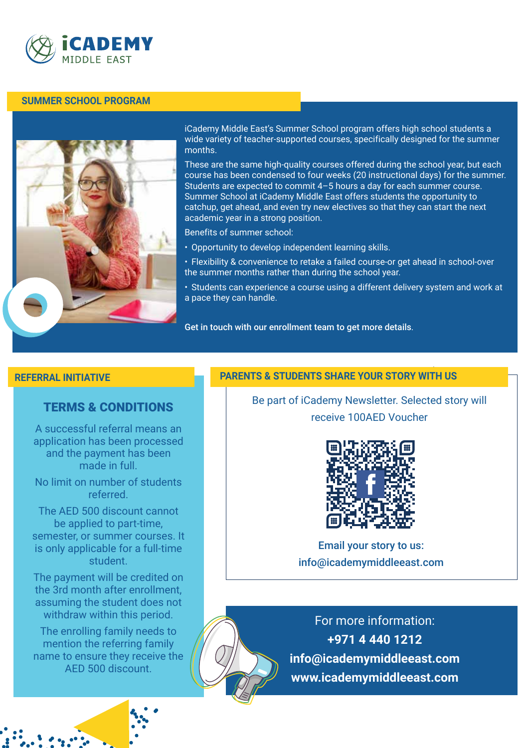# iCADEMY MIDDLE EAST

## SUMMER SCHOOL PROGRAM

iCademy Middle East's Summer School program offers high school students a wide variety of teacher-supported courses, specifically designed for the summer months.

These are the same high-quality courses offered during the school year, but each course has been condensed to four weeks (20 instructional days) for the summer. Students are expected to commit 4–5 hours a day for each summer course. Summer School at iCademy Middle East offers students the opportunity to catchup, get ahead, and even try new electives so that they can start the next academic year in a strong position.

Benefits of summer school:

- Opportunity to develop independent learning skills.
- Flexibility & convenience to retake a failed course-or get ahead in school-over the summer months rather than during the school year.
- Students can experience a course using a different delivery system and work at a pace they can handle.

**Get in touch with our enrollment team to get more details.**

## REFERRAL INITIATIVE

### TERMS & CONDITIONS

A successful referral means an application has been processed and the payment has been made in full.

No limit on number of students referred.

The AED 500 discount cannot be applied to part-time, semester, or summer courses. It is only applicable for a full-time student.

The payment will be credited on the 3rd month after enrollment, assuming the student does not withdraw within this period.

The enrolling family needs to mention the referring family name to ensure they receive the AED 500 discount.

## PARENTS & STUDENTS SHARE YOUR STORY WITH US

Be part of iCademy Newsletter. Selected story will receive 100AED Voucher

**Email your story to us:**
**info@icademymiddleeast.com**

For more information:
**+971 4 440 1212**
**info@icademymiddleeast.com**
**www.icademymiddleeast.com**